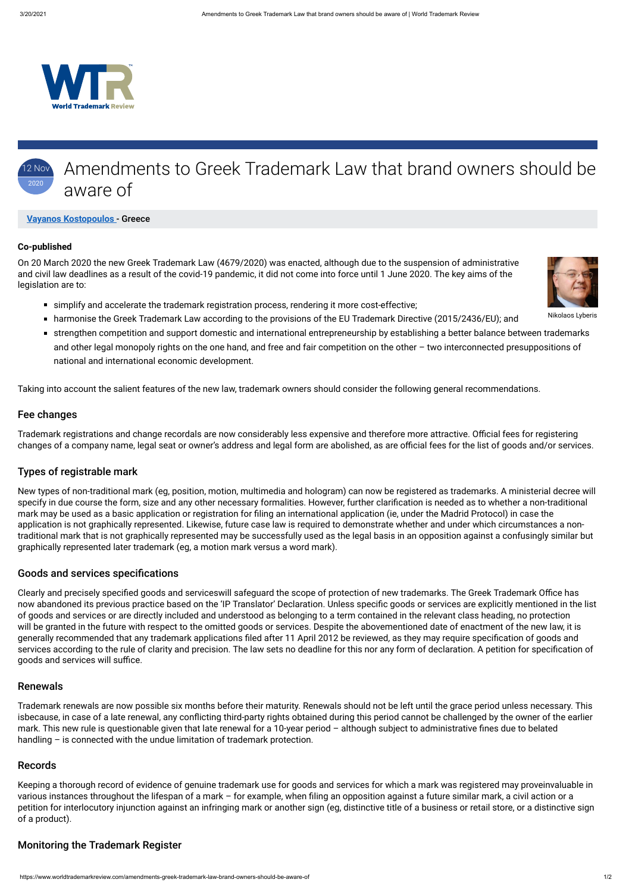# Amendments to Greek Trademark Law that brand owners should be aware of

12 Nov 2020

**Vayanos Kostopoulos - Greece**

**Co-published**

Nikolaos Lyberis

On 20 March 2020 the new Greek Trademark Law (4679/2020) was enacted, although due to the suspension of administrative and civil law deadlines as a result of the covid-19 pandemic, it did not come into force until 1 June 2020. The key aims of the legislation are to:

- simplify and accelerate the trademark registration process, rendering it more cost-effective;
- harmonise the Greek Trademark Law according to the provisions of the EU Trademark Directive (2015/2436/EU); and
- strengthen competition and support domestic and international entrepreneurship by establishing a better balance between trademarks and other legal monopoly rights on the one hand, and free and fair competition on the other – two interconnected presuppositions of national and international economic development.

Taking into account the salient features of the new law, trademark owners should consider the following general recommendations.

## Fee changes

Trademark registrations and change recordals are now considerably less expensive and therefore more attractive. Official fees for registering changes of a company name, legal seat or owner's address and legal form are abolished, as are official fees for the list of goods and/or services.

## Types of registrable mark

New types of non-traditional mark (eg, position, motion, multimedia and hologram) can now be registered as trademarks. A ministerial decree will specify in due course the form, size and any other necessary formalities. However, further clarification is needed as to whether a non-traditional mark may be used as a basic application or registration for filing an international application (ie, under the Madrid Protocol) in case the application is not graphically represented. Likewise, future case law is required to demonstrate whether and under which circumstances a non-traditional mark that is not graphically represented may be successfully used as the legal basis in an opposition against a confusingly similar but graphically represented later trademark (eg, a motion mark versus a word mark).

## Goods and services specifications

Clearly and precisely specified goods and serviceswill safeguard the scope of protection of new trademarks. The Greek Trademark Office has now abandoned its previous practice based on the 'IP Translator' Declaration. Unless specific goods or services are explicitly mentioned in the list of goods and services or are directly included and understood as belonging to a term contained in the relevant class heading, no protection will be granted in the future with respect to the omitted goods or services. Despite the abovementioned date of enactment of the new law, it is generally recommended that any trademark applications filed after 11 April 2012 be reviewed, as they may require specification of goods and services according to the rule of clarity and precision. The law sets no deadline for this nor any form of declaration. A petition for specification of goods and services will suffice.

## Renewals

Trademark renewals are now possible six months before their maturity. Renewals should not be left until the grace period unless necessary. This isbecause, in case of a late renewal, any conflicting third-party rights obtained during this period cannot be challenged by the owner of the earlier mark. This new rule is questionable given that late renewal for a 10-year period – although subject to administrative fines due to belated handling – is connected with the undue limitation of trademark protection.

## Records

Keeping a thorough record of evidence of genuine trademark use for goods and services for which a mark was registered may proveinvaluable in various instances throughout the lifespan of a mark – for example, when filing an opposition against a future similar mark, a civil action or a petition for interlocutory injunction against an infringing mark or another sign (eg, distinctive title of a business or retail store, or a distinctive sign of a product).

## Monitoring the Trademark Register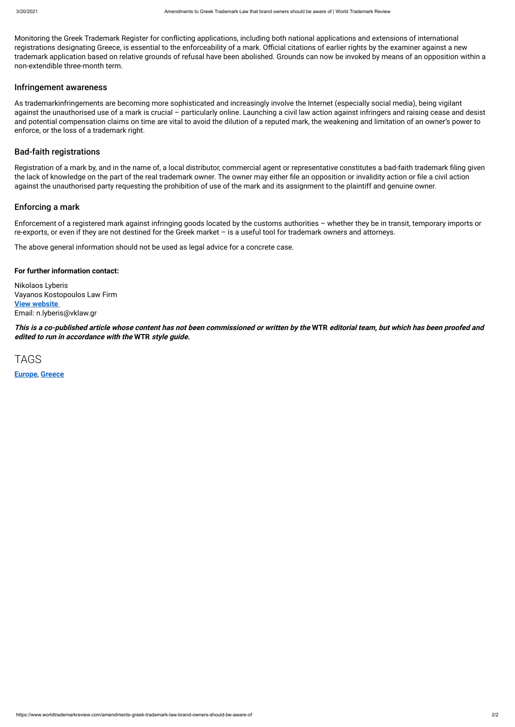Monitoring the Greek Trademark Register for conflicting applications, including both national applications and extensions of international registrations designating Greece, is essential to the enforceability of a mark. Official citations of earlier rights by the examiner against a new trademark application based on relative grounds of refusal have been abolished. Grounds can now be invoked by means of an opposition within a non-extendible three-month term.

## Infringement awareness

As trademarkinfringements are becoming more sophisticated and increasingly involve the Internet (especially social media), being vigilant against the unauthorised use of a mark is crucial – particularly online. Launching a civil law action against infringers and raising cease and desist and potential compensation claims on time are vital to avoid the dilution of a reputed mark, the weakening and limitation of an owner's power to enforce, or the loss of a trademark right.

## Bad-faith registrations

Registration of a mark by, and in the name of, a local distributor, commercial agent or representative constitutes a bad-faith trademark filing given the lack of knowledge on the part of the real trademark owner. The owner may either file an opposition or invalidity action or file a civil action against the unauthorised party requesting the prohibition of use of the mark and its assignment to the plaintiff and genuine owner.

## Enforcing a mark

Enforcement of a registered mark against infringing goods located by the customs authorities – whether they be in transit, temporary imports or re-exports, or even if they are not destined for the Greek market – is a useful tool for trademark owners and attorneys.

The above general information should not be used as legal advice for a concrete case.

**For further information contact:**

Nikolaos Lyberis
Vayanos Kostopoulos Law Firm
**View website**
Email: n.lyberis@vklaw.gr

***This is a co-published article whose content has not been commissioned or written by the* WTR *editorial team, but which has been proofed and edited to run in accordance with the* WTR *style guide.***

# TAGS

**Europe**, **Greece**